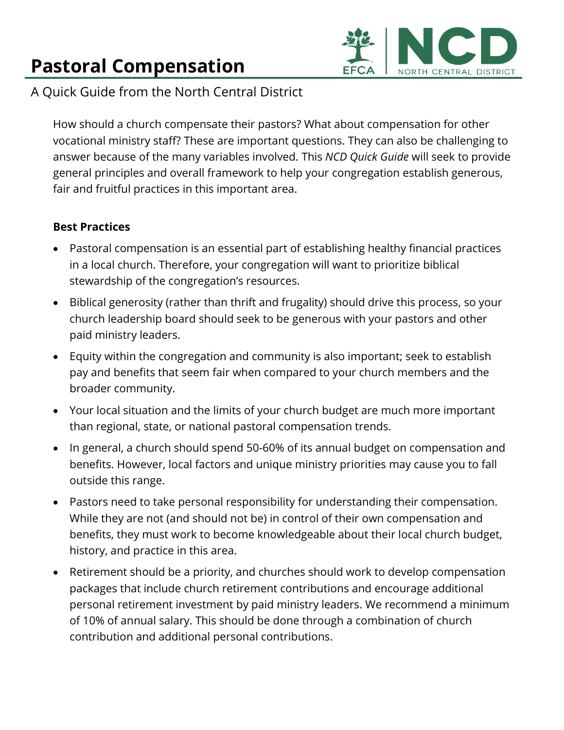# Pastoral Compensation

A Quick Guide from the North Central District

How should a church compensate their pastors? What about compensation for other vocational ministry staff? These are important questions. They can also be challenging to answer because of the many variables involved. This *NCD Quick Guide* will seek to provide general principles and overall framework to help your congregation establish generous, fair and fruitful practices in this important area.

**Best Practices**

- Pastoral compensation is an essential part of establishing healthy financial practices in a local church. Therefore, your congregation will want to prioritize biblical stewardship of the congregation's resources.
- Biblical generosity (rather than thrift and frugality) should drive this process, so your church leadership board should seek to be generous with your pastors and other paid ministry leaders.
- Equity within the congregation and community is also important; seek to establish pay and benefits that seem fair when compared to your church members and the broader community.
- Your local situation and the limits of your church budget are much more important than regional, state, or national pastoral compensation trends.
- In general, a church should spend 50-60% of its annual budget on compensation and benefits. However, local factors and unique ministry priorities may cause you to fall outside this range.
- Pastors need to take personal responsibility for understanding their compensation. While they are not (and should not be) in control of their own compensation and benefits, they must work to become knowledgeable about their local church budget, history, and practice in this area.
- Retirement should be a priority, and churches should work to develop compensation packages that include church retirement contributions and encourage additional personal retirement investment by paid ministry leaders. We recommend a minimum of 10% of annual salary. This should be done through a combination of church contribution and additional personal contributions.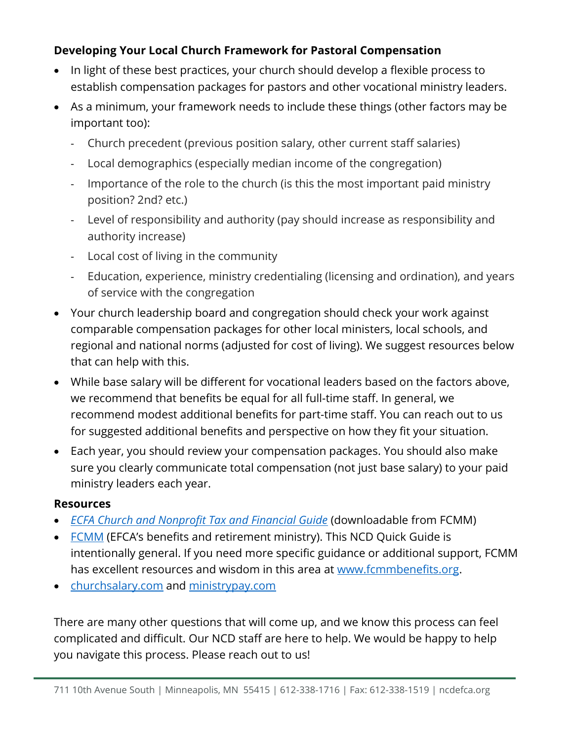**Developing Your Local Church Framework for Pastoral Compensation**

- In light of these best practices, your church should develop a flexible process to establish compensation packages for pastors and other vocational ministry leaders.
- As a minimum, your framework needs to include these things (other factors may be important too):
  - Church precedent (previous position salary, other current staff salaries)
  - Local demographics (especially median income of the congregation)
  - Importance of the role to the church (is this the most important paid ministry position? 2nd? etc.)
  - Level of responsibility and authority (pay should increase as responsibility and authority increase)
  - Local cost of living in the community
  - Education, experience, ministry credentialing (licensing and ordination), and years of service with the congregation
- Your church leadership board and congregation should check your work against comparable compensation packages for other local ministers, local schools, and regional and national norms (adjusted for cost of living). We suggest resources below that can help with this.
- While base salary will be different for vocational leaders based on the factors above, we recommend that benefits be equal for all full-time staff. In general, we recommend modest additional benefits for part-time staff. You can reach out to us for suggested additional benefits and perspective on how they fit your situation.
- Each year, you should review your compensation packages. You should also make sure you clearly communicate total compensation (not just base salary) to your paid ministry leaders each year.

**Resources**

- *ECFA Church and Nonprofit Tax and Financial Guide* (downloadable from FCMM)
- FCMM (EFCA's benefits and retirement ministry). This NCD Quick Guide is intentionally general. If you need more specific guidance or additional support, FCMM has excellent resources and wisdom in this area at www.fcmmbenefits.org.
- churchsalary.com and ministrypay.com

There are many other questions that will come up, and we know this process can feel complicated and difficult. Our NCD staff are here to help. We would be happy to help you navigate this process. Please reach out to us!

711 10th Avenue South | Minneapolis, MN 55415 | 612-338-1716 | Fax: 612-338-1519 | ncdefca.org